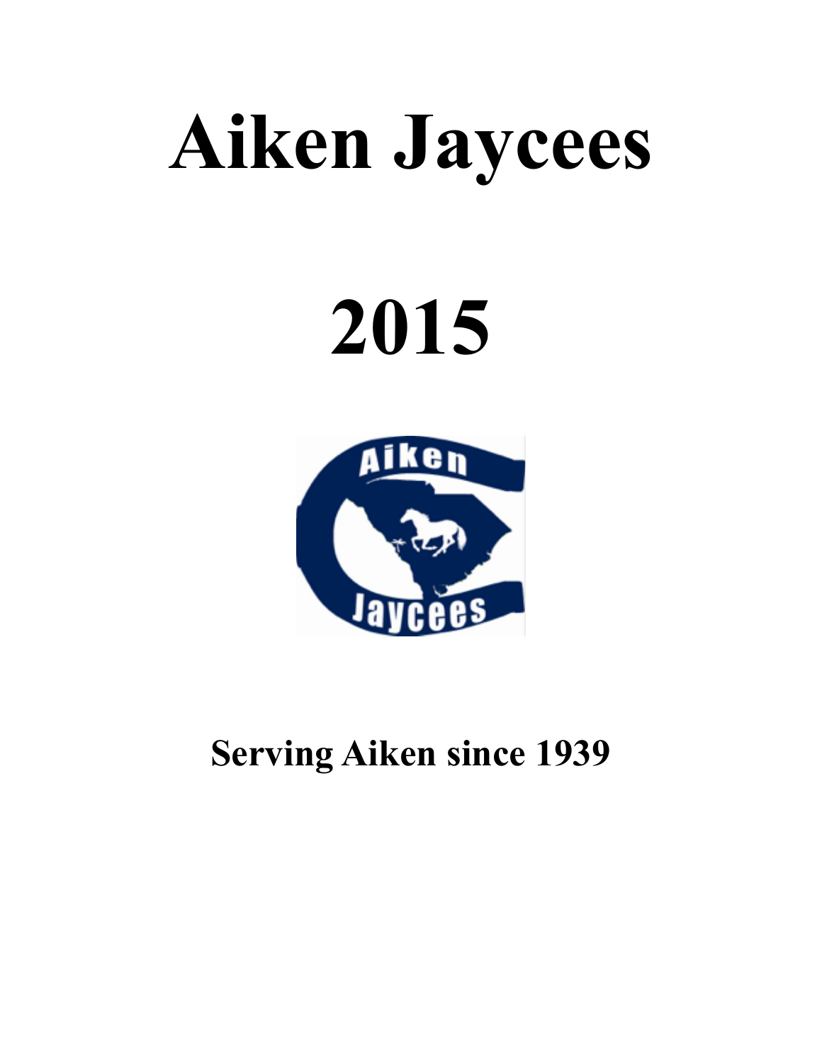# Aiken Jaycees

# 2015

**Serving Aiken since 1939**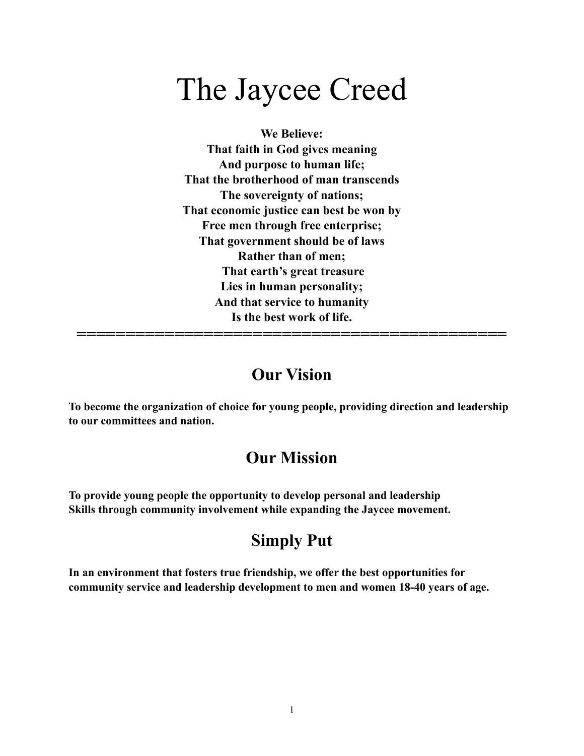# The Jaycee Creed

**We Believe:**
**That faith in God gives meaning**
**And purpose to human life;**
**That the brotherhood of man transcends**
**The sovereignty of nations;**
**That economic justice can best be won by**
**Free men through free enterprise;**
**That government should be of laws**
**Rather than of men;**
**That earth's great treasure**
**Lies in human personality;**
**And that service to humanity**
**Is the best work of life.**

---

## Our Vision

**To become the organization of choice for young people, providing direction and leadership to our committees and nation.**

## Our Mission

**To provide young people the opportunity to develop personal and leadership Skills through community involvement while expanding the Jaycee movement.**

## Simply Put

**In an environment that fosters true friendship, we offer the best opportunities for community service and leadership development to men and women 18-40 years of age.**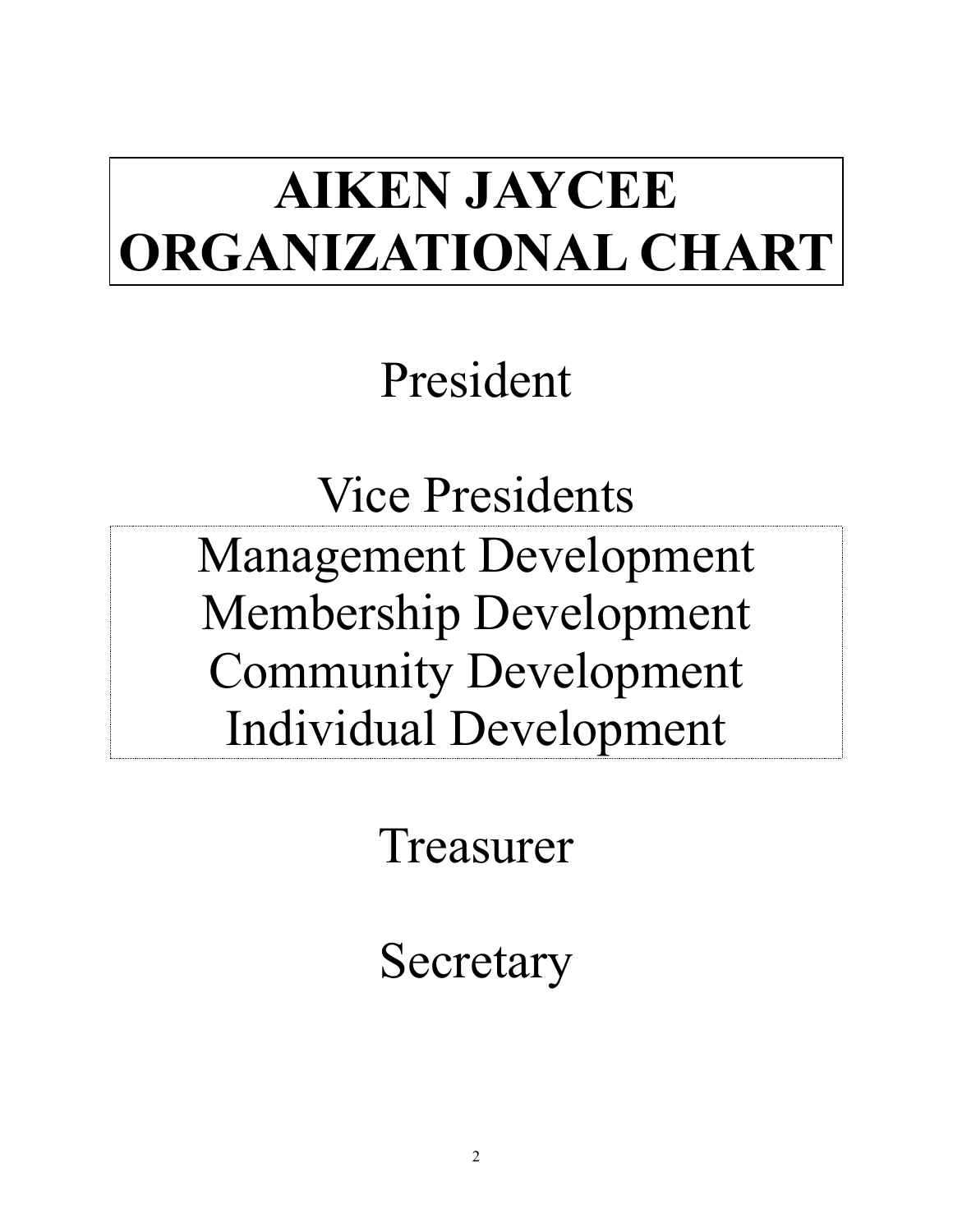# AIKEN JAYCEE ORGANIZATIONAL CHART

President

Vice Presidents

Management Development
Membership Development
Community Development
Individual Development

Treasurer

Secretary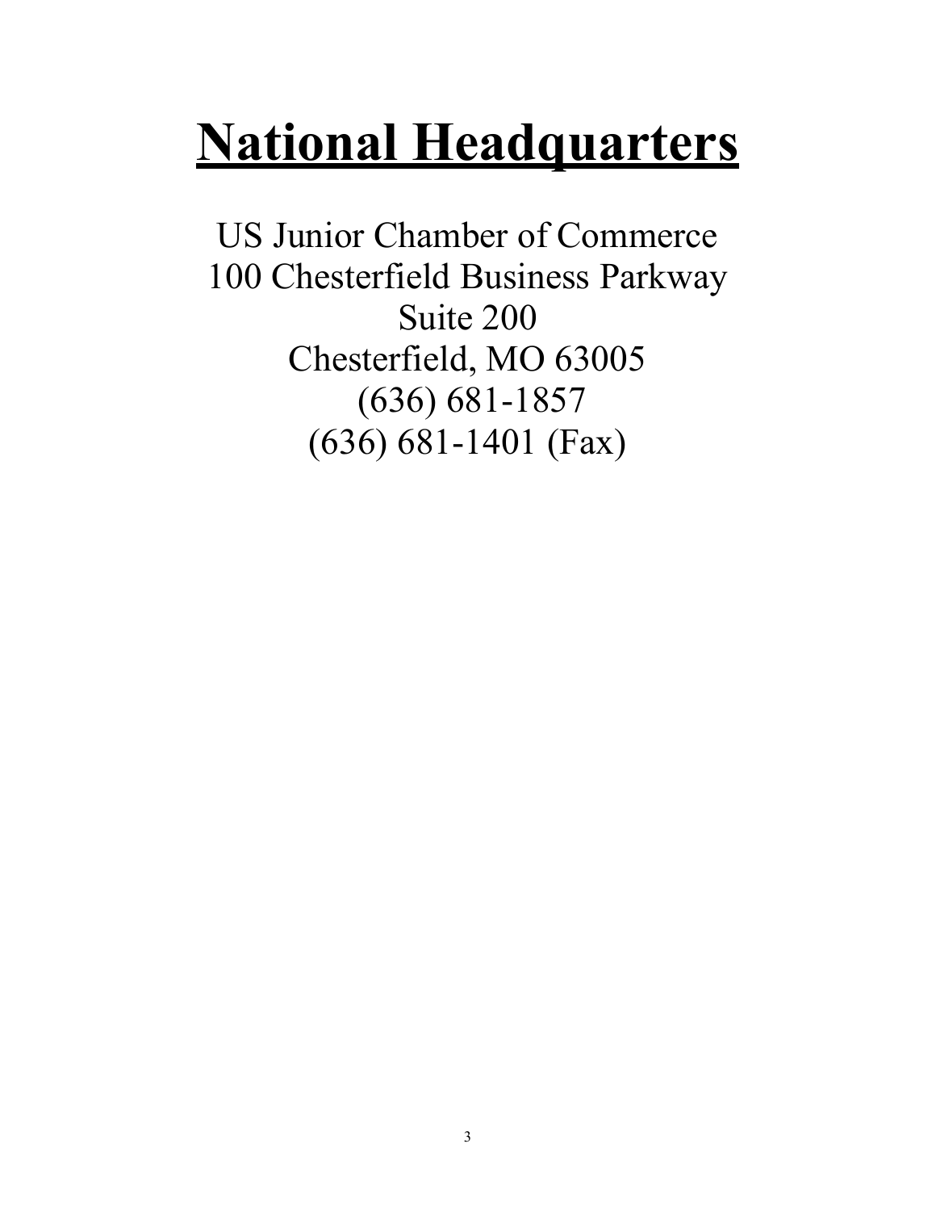# National Headquarters

US Junior Chamber of Commerce
100 Chesterfield Business Parkway
Suite 200
Chesterfield, MO 63005
(636) 681-1857
(636) 681-1401 (Fax)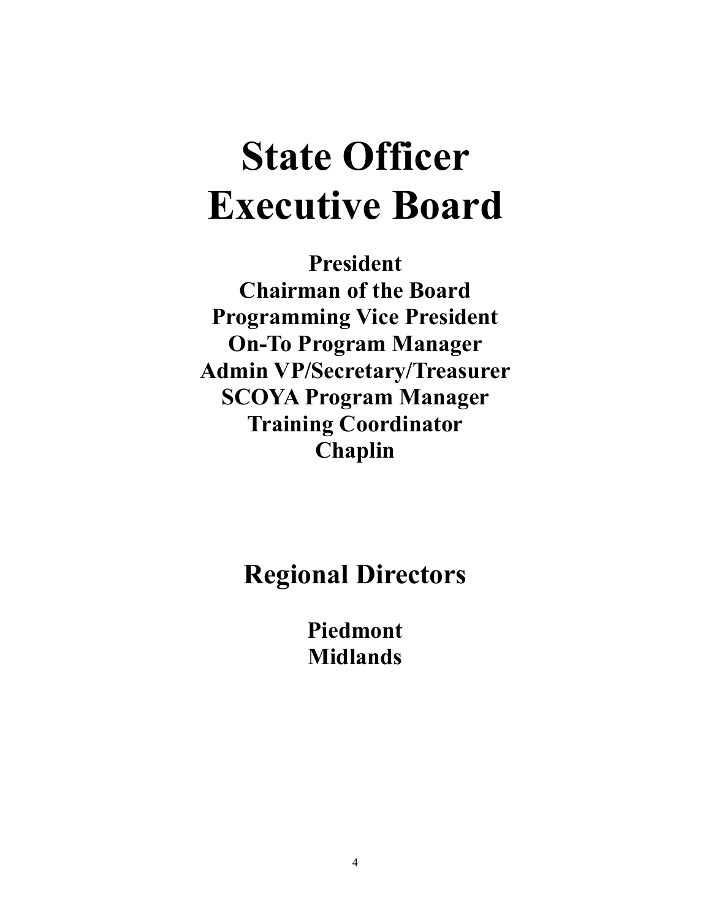# State Officer Executive Board

**President**
**Chairman of the Board**
**Programming Vice President**
**On-To Program Manager**
**Admin VP/Secretary/Treasurer**
**SCOYA Program Manager**
**Training Coordinator**
**Chaplin**

## Regional Directors

**Piedmont**
**Midlands**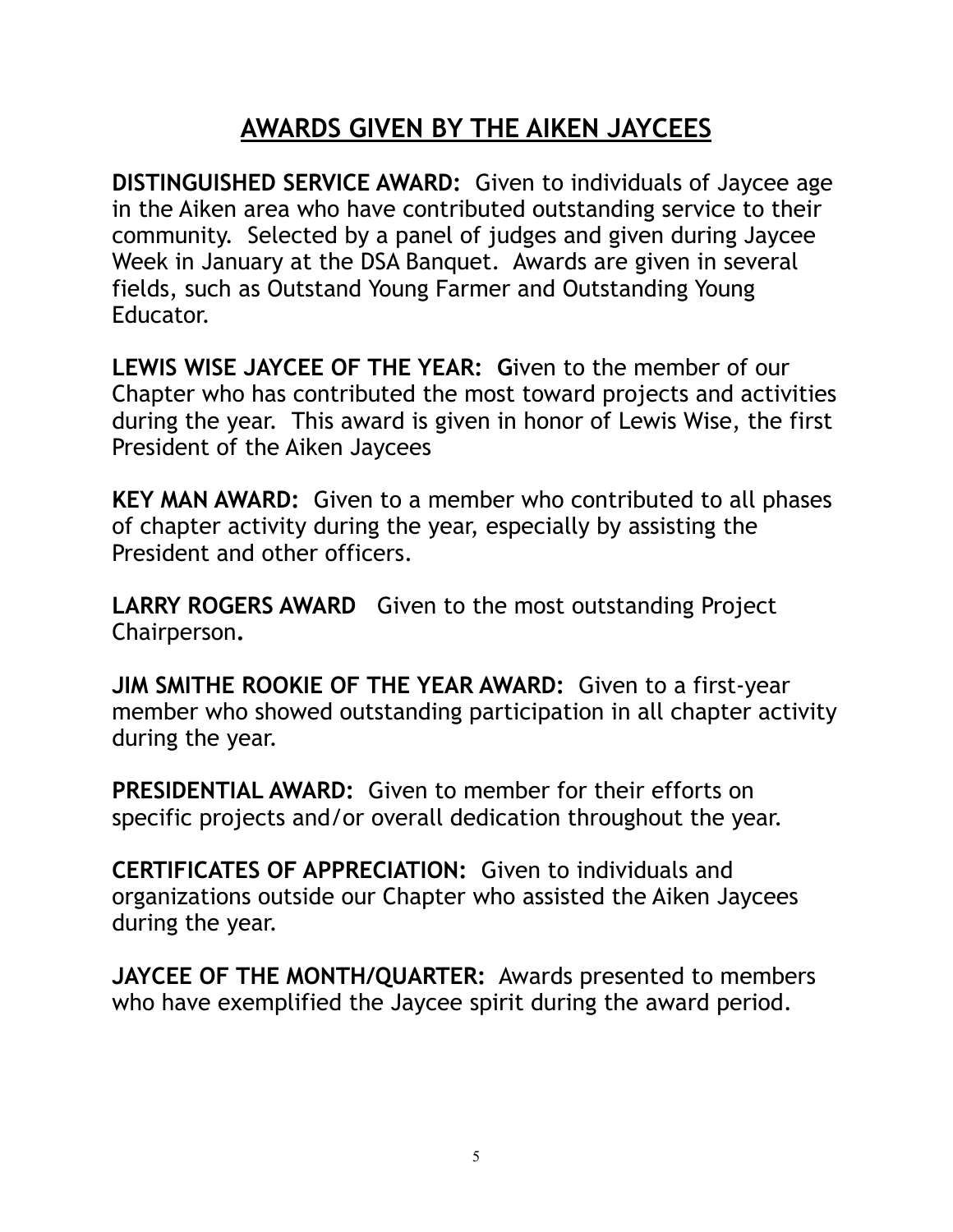## AWARDS GIVEN BY THE AIKEN JAYCEES

**DISTINGUISHED SERVICE AWARD:** Given to individuals of Jaycee age in the Aiken area who have contributed outstanding service to their community. Selected by a panel of judges and given during Jaycee Week in January at the DSA Banquet. Awards are given in several fields, such as Outstand Young Farmer and Outstanding Young Educator.

**LEWIS WISE JAYCEE OF THE YEAR: G**iven to the member of our Chapter who has contributed the most toward projects and activities during the year. This award is given in honor of Lewis Wise, the first President of the Aiken Jaycees

**KEY MAN AWARD:** Given to a member who contributed to all phases of chapter activity during the year, especially by assisting the President and other officers.

**LARRY ROGERS AWARD** Given to the most outstanding Project Chairperson**.**

**JIM SMITHE ROOKIE OF THE YEAR AWARD:** Given to a first-year member who showed outstanding participation in all chapter activity during the year.

**PRESIDENTIAL AWARD:** Given to member for their efforts on specific projects and/or overall dedication throughout the year.

**CERTIFICATES OF APPRECIATION:** Given to individuals and organizations outside our Chapter who assisted the Aiken Jaycees during the year.

**JAYCEE OF THE MONTH/QUARTER:** Awards presented to members who have exemplified the Jaycee spirit during the award period.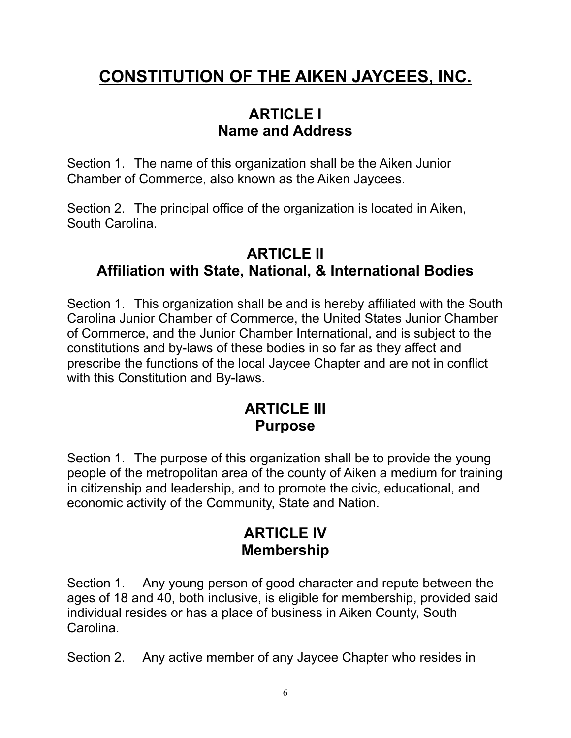# CONSTITUTION OF THE AIKEN JAYCEES, INC.

## ARTICLE I
## Name and Address

Section 1. The name of this organization shall be the Aiken Junior Chamber of Commerce, also known as the Aiken Jaycees.

Section 2. The principal office of the organization is located in Aiken, South Carolina.

## ARTICLE II
## Affiliation with State, National, & International Bodies

Section 1. This organization shall be and is hereby affiliated with the South Carolina Junior Chamber of Commerce, the United States Junior Chamber of Commerce, and the Junior Chamber International, and is subject to the constitutions and by-laws of these bodies in so far as they affect and prescribe the functions of the local Jaycee Chapter and are not in conflict with this Constitution and By-laws.

## ARTICLE III
## Purpose

Section 1. The purpose of this organization shall be to provide the young people of the metropolitan area of the county of Aiken a medium for training in citizenship and leadership, and to promote the civic, educational, and economic activity of the Community, State and Nation.

## ARTICLE IV
## Membership

Section 1. Any young person of good character and repute between the ages of 18 and 40, both inclusive, is eligible for membership, provided said individual resides or has a place of business in Aiken County, South Carolina.

Section 2. Any active member of any Jaycee Chapter who resides in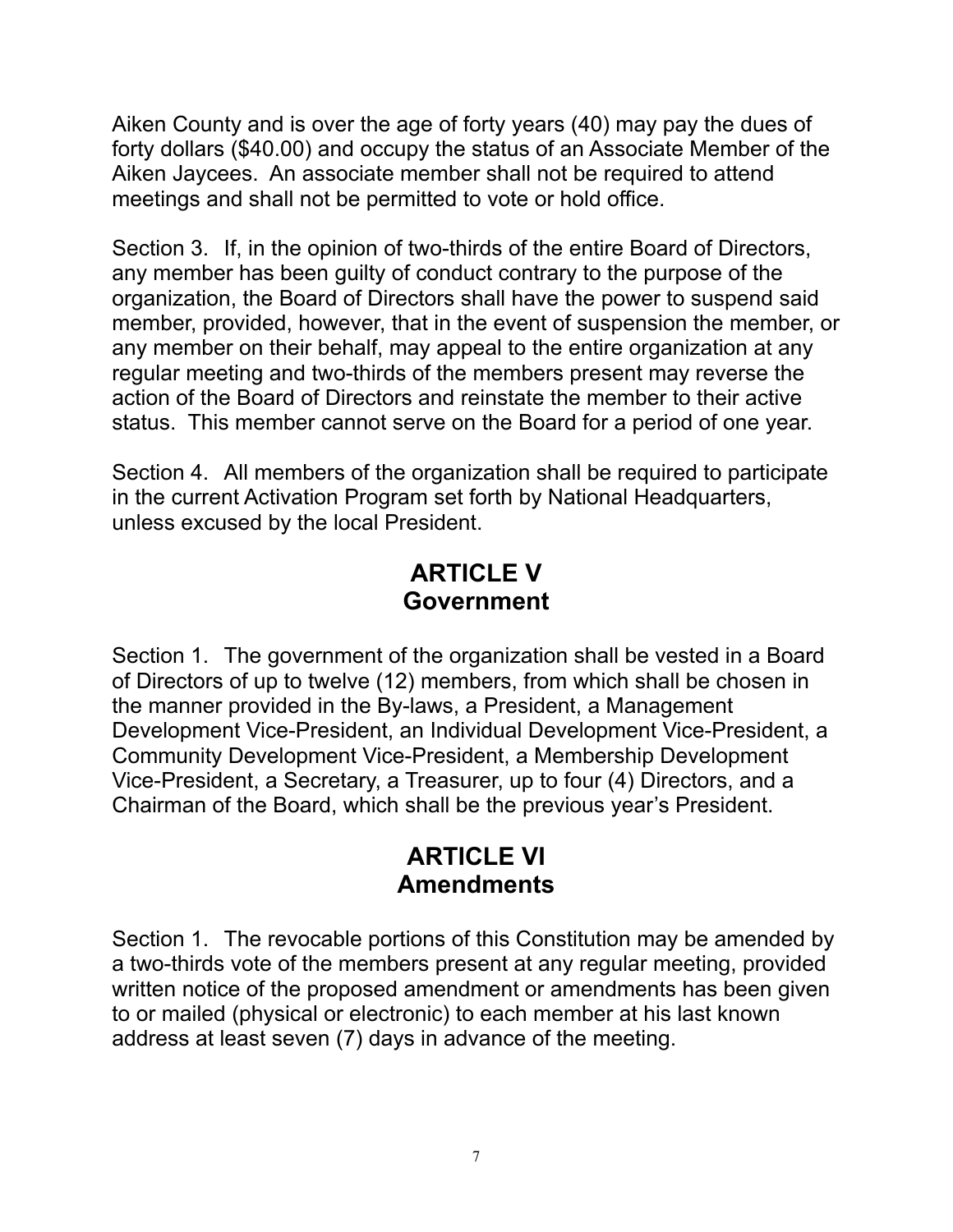Aiken County and is over the age of forty years (40) may pay the dues of forty dollars ($40.00) and occupy the status of an Associate Member of the Aiken Jaycees. An associate member shall not be required to attend meetings and shall not be permitted to vote or hold office.

Section 3. If, in the opinion of two-thirds of the entire Board of Directors, any member has been guilty of conduct contrary to the purpose of the organization, the Board of Directors shall have the power to suspend said member, provided, however, that in the event of suspension the member, or any member on their behalf, may appeal to the entire organization at any regular meeting and two-thirds of the members present may reverse the action of the Board of Directors and reinstate the member to their active status. This member cannot serve on the Board for a period of one year.

Section 4. All members of the organization shall be required to participate in the current Activation Program set forth by National Headquarters, unless excused by the local President.

## ARTICLE V
## Government

Section 1. The government of the organization shall be vested in a Board of Directors of up to twelve (12) members, from which shall be chosen in the manner provided in the By-laws, a President, a Management Development Vice-President, an Individual Development Vice-President, a Community Development Vice-President, a Membership Development Vice-President, a Secretary, a Treasurer, up to four (4) Directors, and a Chairman of the Board, which shall be the previous year's President.

## ARTICLE VI
## Amendments

Section 1. The revocable portions of this Constitution may be amended by a two-thirds vote of the members present at any regular meeting, provided written notice of the proposed amendment or amendments has been given to or mailed (physical or electronic) to each member at his last known address at least seven (7) days in advance of the meeting.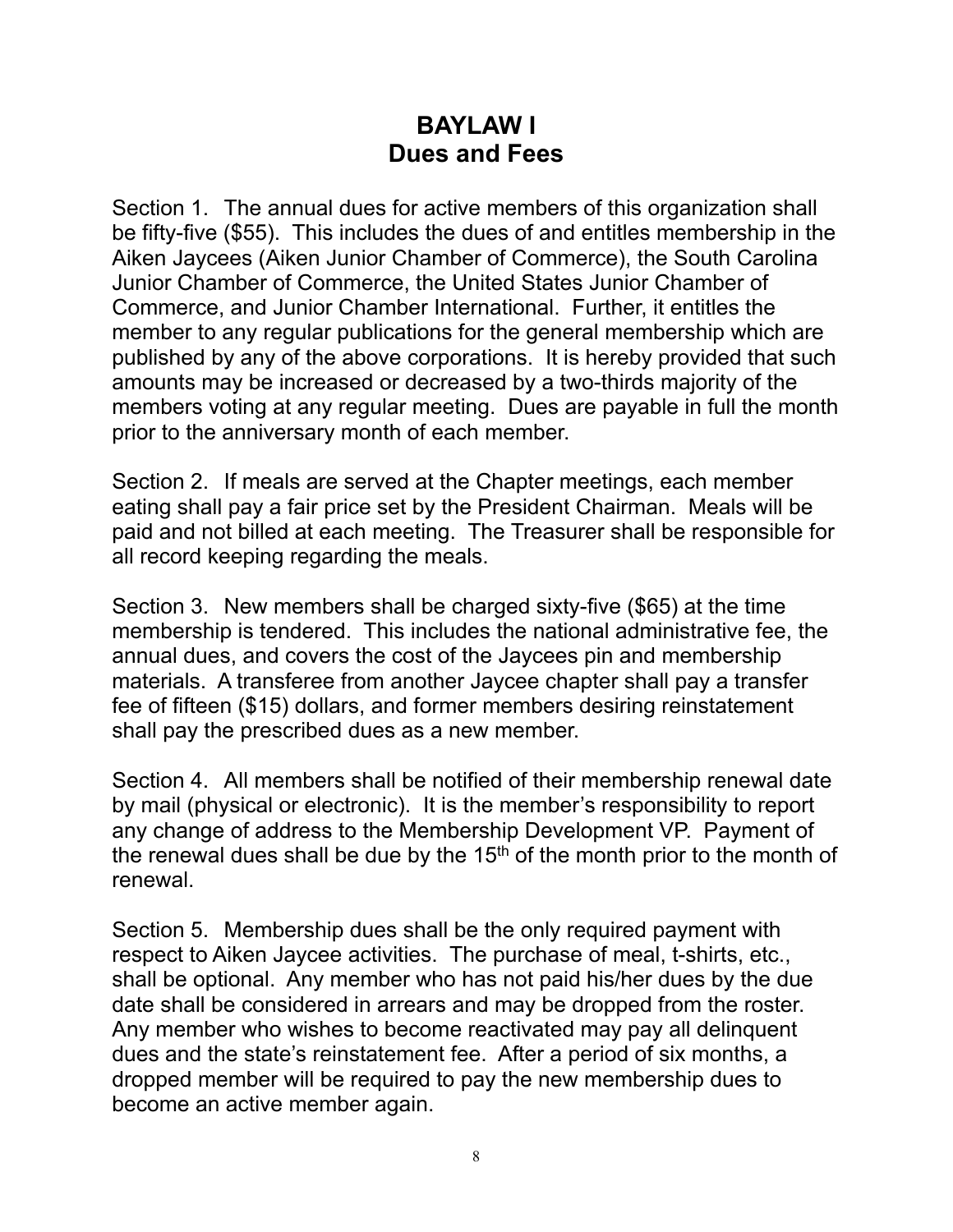# BAYLAW I
## Dues and Fees

Section 1. The annual dues for active members of this organization shall be fifty-five ($55). This includes the dues of and entitles membership in the Aiken Jaycees (Aiken Junior Chamber of Commerce), the South Carolina Junior Chamber of Commerce, the United States Junior Chamber of Commerce, and Junior Chamber International. Further, it entitles the member to any regular publications for the general membership which are published by any of the above corporations. It is hereby provided that such amounts may be increased or decreased by a two-thirds majority of the members voting at any regular meeting. Dues are payable in full the month prior to the anniversary month of each member.

Section 2. If meals are served at the Chapter meetings, each member eating shall pay a fair price set by the President Chairman. Meals will be paid and not billed at each meeting. The Treasurer shall be responsible for all record keeping regarding the meals.

Section 3. New members shall be charged sixty-five ($65) at the time membership is tendered. This includes the national administrative fee, the annual dues, and covers the cost of the Jaycees pin and membership materials. A transferee from another Jaycee chapter shall pay a transfer fee of fifteen ($15) dollars, and former members desiring reinstatement shall pay the prescribed dues as a new member.

Section 4. All members shall be notified of their membership renewal date by mail (physical or electronic). It is the member's responsibility to report any change of address to the Membership Development VP. Payment of the renewal dues shall be due by the 15th of the month prior to the month of renewal.

Section 5. Membership dues shall be the only required payment with respect to Aiken Jaycee activities. The purchase of meal, t-shirts, etc., shall be optional. Any member who has not paid his/her dues by the due date shall be considered in arrears and may be dropped from the roster. Any member who wishes to become reactivated may pay all delinquent dues and the state's reinstatement fee. After a period of six months, a dropped member will be required to pay the new membership dues to become an active member again.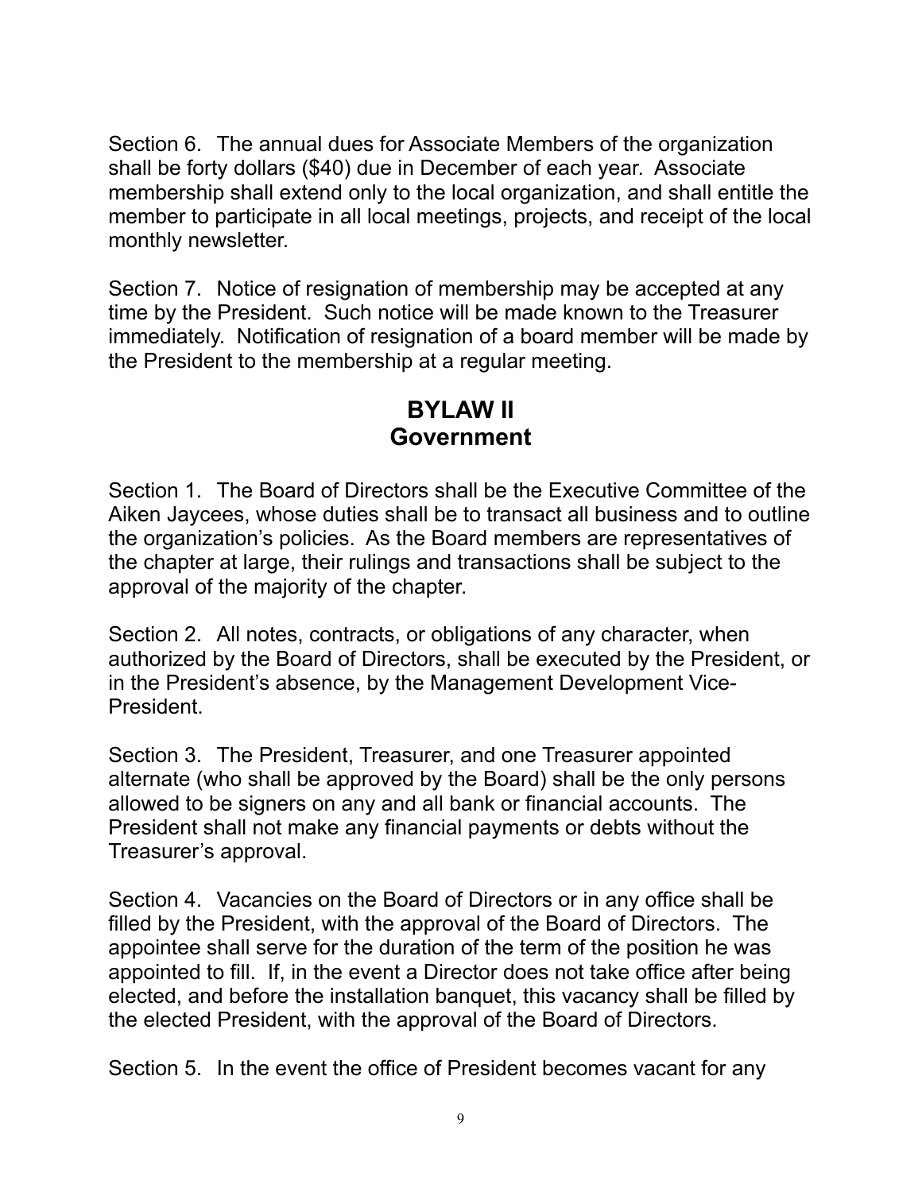Section 6. The annual dues for Associate Members of the organization shall be forty dollars ($40) due in December of each year. Associate membership shall extend only to the local organization, and shall entitle the member to participate in all local meetings, projects, and receipt of the local monthly newsletter.

Section 7. Notice of resignation of membership may be accepted at any time by the President. Such notice will be made known to the Treasurer immediately. Notification of resignation of a board member will be made by the President to the membership at a regular meeting.

## BYLAW II
## Government

Section 1. The Board of Directors shall be the Executive Committee of the Aiken Jaycees, whose duties shall be to transact all business and to outline the organization's policies. As the Board members are representatives of the chapter at large, their rulings and transactions shall be subject to the approval of the majority of the chapter.

Section 2. All notes, contracts, or obligations of any character, when authorized by the Board of Directors, shall be executed by the President, or in the President's absence, by the Management Development Vice-President.

Section 3. The President, Treasurer, and one Treasurer appointed alternate (who shall be approved by the Board) shall be the only persons allowed to be signers on any and all bank or financial accounts. The President shall not make any financial payments or debts without the Treasurer's approval.

Section 4. Vacancies on the Board of Directors or in any office shall be filled by the President, with the approval of the Board of Directors. The appointee shall serve for the duration of the term of the position he was appointed to fill. If, in the event a Director does not take office after being elected, and before the installation banquet, this vacancy shall be filled by the elected President, with the approval of the Board of Directors.

Section 5. In the event the office of President becomes vacant for any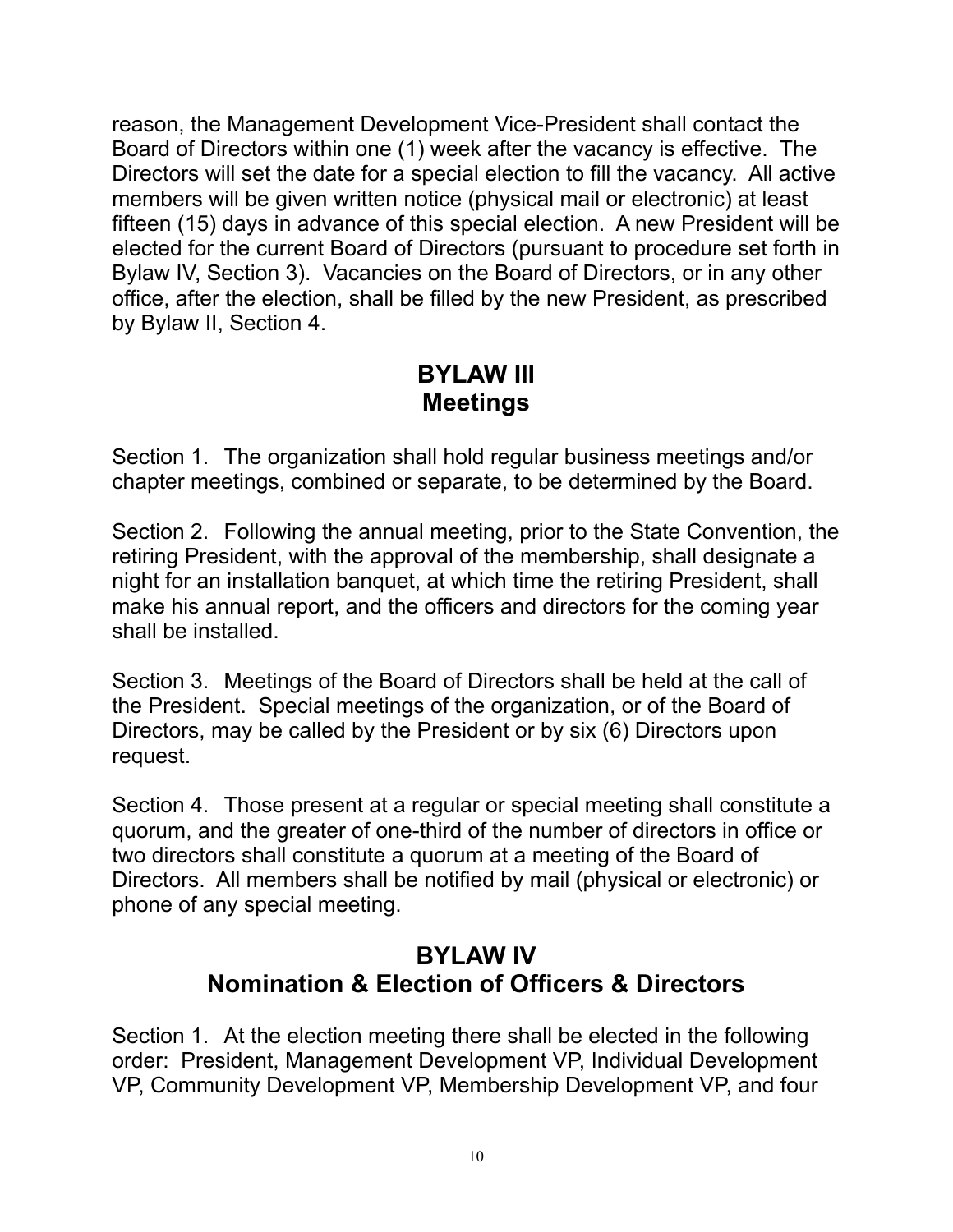reason, the Management Development Vice-President shall contact the Board of Directors within one (1) week after the vacancy is effective. The Directors will set the date for a special election to fill the vacancy. All active members will be given written notice (physical mail or electronic) at least fifteen (15) days in advance of this special election. A new President will be elected for the current Board of Directors (pursuant to procedure set forth in Bylaw IV, Section 3). Vacancies on the Board of Directors, or in any other office, after the election, shall be filled by the new President, as prescribed by Bylaw II, Section 4.

## BYLAW III
## Meetings

Section 1. The organization shall hold regular business meetings and/or chapter meetings, combined or separate, to be determined by the Board.

Section 2. Following the annual meeting, prior to the State Convention, the retiring President, with the approval of the membership, shall designate a night for an installation banquet, at which time the retiring President, shall make his annual report, and the officers and directors for the coming year shall be installed.

Section 3. Meetings of the Board of Directors shall be held at the call of the President. Special meetings of the organization, or of the Board of Directors, may be called by the President or by six (6) Directors upon request.

Section 4. Those present at a regular or special meeting shall constitute a quorum, and the greater of one-third of the number of directors in office or two directors shall constitute a quorum at a meeting of the Board of Directors. All members shall be notified by mail (physical or electronic) or phone of any special meeting.

## BYLAW IV
## Nomination & Election of Officers & Directors

Section 1. At the election meeting there shall be elected in the following order: President, Management Development VP, Individual Development VP, Community Development VP, Membership Development VP, and four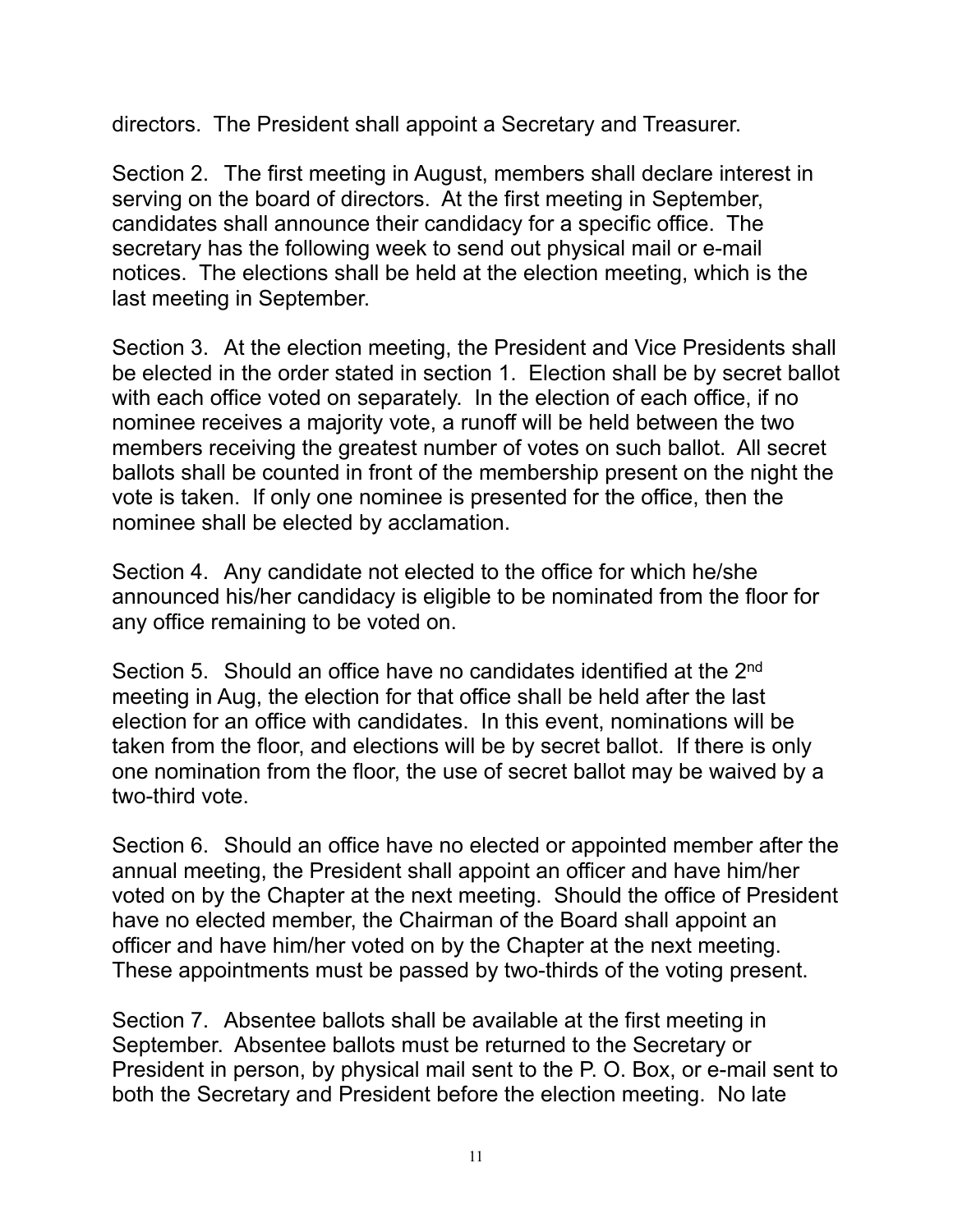directors. The President shall appoint a Secretary and Treasurer.

Section 2. The first meeting in August, members shall declare interest in serving on the board of directors. At the first meeting in September, candidates shall announce their candidacy for a specific office. The secretary has the following week to send out physical mail or e-mail notices. The elections shall be held at the election meeting, which is the last meeting in September.

Section 3. At the election meeting, the President and Vice Presidents shall be elected in the order stated in section 1. Election shall be by secret ballot with each office voted on separately. In the election of each office, if no nominee receives a majority vote, a runoff will be held between the two members receiving the greatest number of votes on such ballot. All secret ballots shall be counted in front of the membership present on the night the vote is taken. If only one nominee is presented for the office, then the nominee shall be elected by acclamation.

Section 4. Any candidate not elected to the office for which he/she announced his/her candidacy is eligible to be nominated from the floor for any office remaining to be voted on.

Section 5. Should an office have no candidates identified at the 2nd meeting in Aug, the election for that office shall be held after the last election for an office with candidates. In this event, nominations will be taken from the floor, and elections will be by secret ballot. If there is only one nomination from the floor, the use of secret ballot may be waived by a two-third vote.

Section 6. Should an office have no elected or appointed member after the annual meeting, the President shall appoint an officer and have him/her voted on by the Chapter at the next meeting. Should the office of President have no elected member, the Chairman of the Board shall appoint an officer and have him/her voted on by the Chapter at the next meeting. These appointments must be passed by two-thirds of the voting present.

Section 7. Absentee ballots shall be available at the first meeting in September. Absentee ballots must be returned to the Secretary or President in person, by physical mail sent to the P. O. Box, or e-mail sent to both the Secretary and President before the election meeting. No late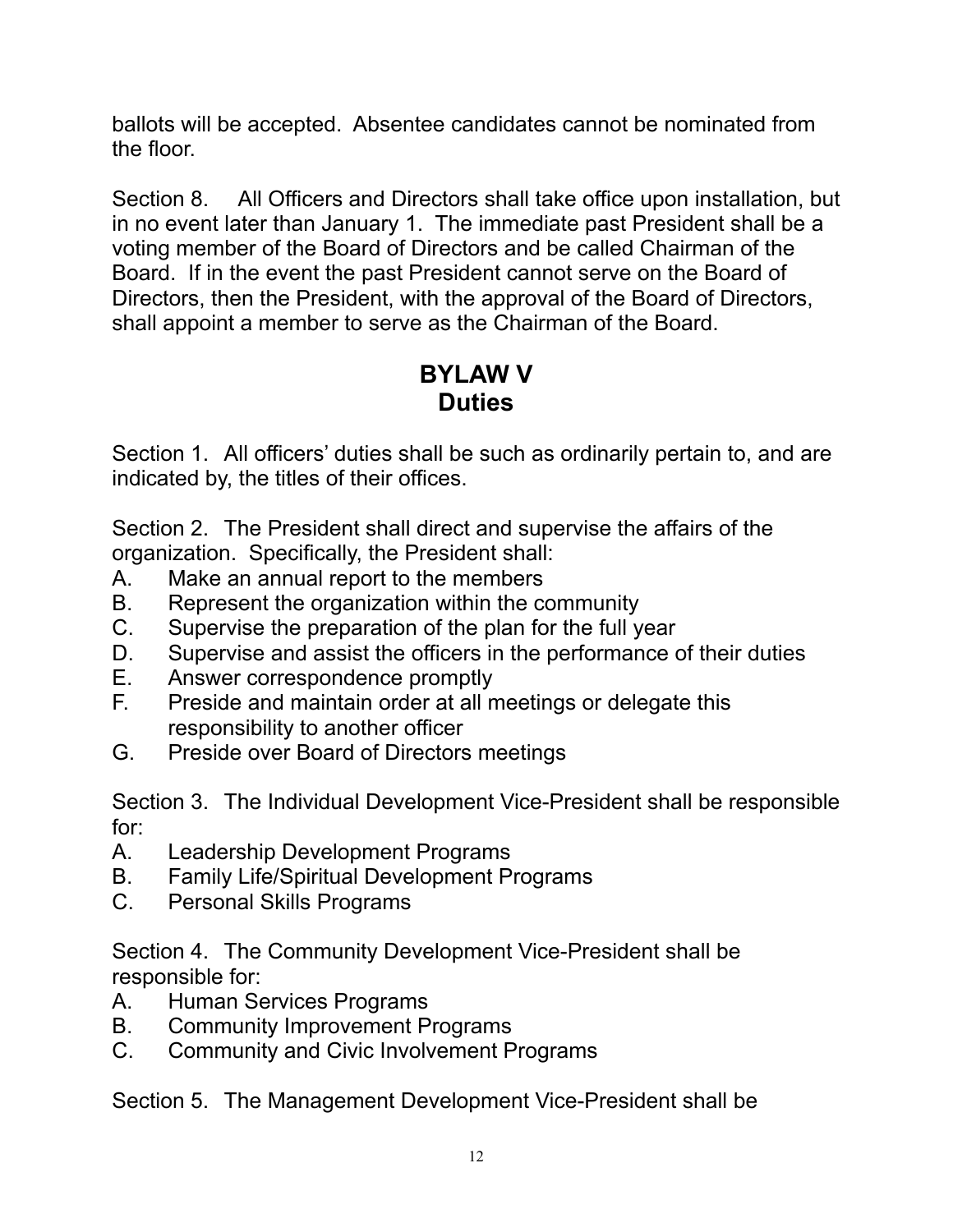ballots will be accepted. Absentee candidates cannot be nominated from the floor.

Section 8. All Officers and Directors shall take office upon installation, but in no event later than January 1. The immediate past President shall be a voting member of the Board of Directors and be called Chairman of the Board. If in the event the past President cannot serve on the Board of Directors, then the President, with the approval of the Board of Directors, shall appoint a member to serve as the Chairman of the Board.

## BYLAW V
## Duties

Section 1. All officers' duties shall be such as ordinarily pertain to, and are indicated by, the titles of their offices.

Section 2. The President shall direct and supervise the affairs of the organization. Specifically, the President shall:

A. Make an annual report to the members
B. Represent the organization within the community
C. Supervise the preparation of the plan for the full year
D. Supervise and assist the officers in the performance of their duties
E. Answer correspondence promptly
F. Preside and maintain order at all meetings or delegate this responsibility to another officer
G. Preside over Board of Directors meetings

Section 3. The Individual Development Vice-President shall be responsible for:

A. Leadership Development Programs
B. Family Life/Spiritual Development Programs
C. Personal Skills Programs

Section 4. The Community Development Vice-President shall be responsible for:

A. Human Services Programs
B. Community Improvement Programs
C. Community and Civic Involvement Programs

Section 5. The Management Development Vice-President shall be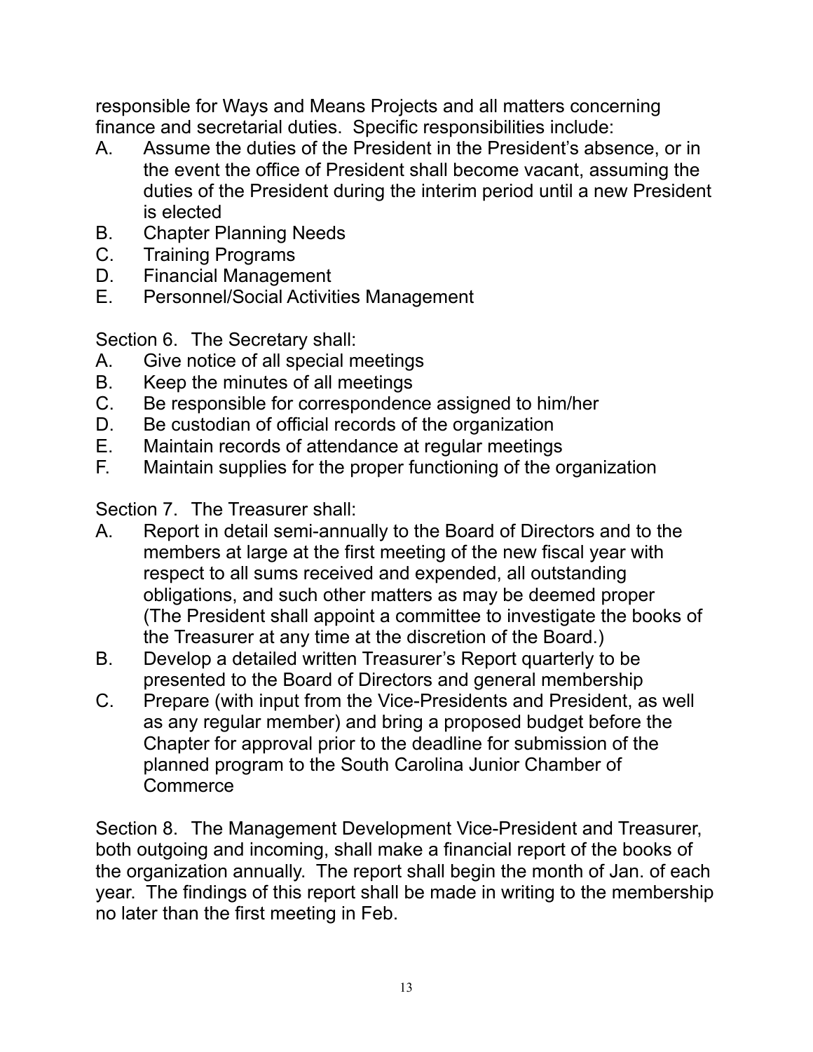responsible for Ways and Means Projects and all matters concerning finance and secretarial duties. Specific responsibilities include:

A. Assume the duties of the President in the President's absence, or in the event the office of President shall become vacant, assuming the duties of the President during the interim period until a new President is elected
B. Chapter Planning Needs
C. Training Programs
D. Financial Management
E. Personnel/Social Activities Management

Section 6. The Secretary shall:

A. Give notice of all special meetings
B. Keep the minutes of all meetings
C. Be responsible for correspondence assigned to him/her
D. Be custodian of official records of the organization
E. Maintain records of attendance at regular meetings
F. Maintain supplies for the proper functioning of the organization

Section 7. The Treasurer shall:

A. Report in detail semi-annually to the Board of Directors and to the members at large at the first meeting of the new fiscal year with respect to all sums received and expended, all outstanding obligations, and such other matters as may be deemed proper (The President shall appoint a committee to investigate the books of the Treasurer at any time at the discretion of the Board.)
B. Develop a detailed written Treasurer's Report quarterly to be presented to the Board of Directors and general membership
C. Prepare (with input from the Vice-Presidents and President, as well as any regular member) and bring a proposed budget before the Chapter for approval prior to the deadline for submission of the planned program to the South Carolina Junior Chamber of Commerce

Section 8. The Management Development Vice-President and Treasurer, both outgoing and incoming, shall make a financial report of the books of the organization annually. The report shall begin the month of Jan. of each year. The findings of this report shall be made in writing to the membership no later than the first meeting in Feb.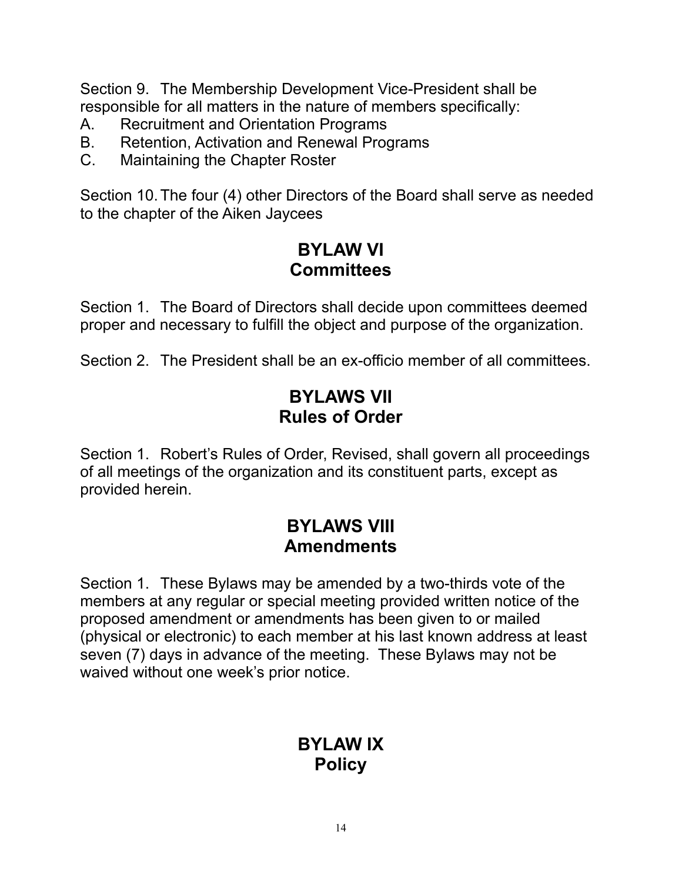Section 9. The Membership Development Vice-President shall be responsible for all matters in the nature of members specifically:

A. Recruitment and Orientation Programs
B. Retention, Activation and Renewal Programs
C. Maintaining the Chapter Roster

Section 10. The four (4) other Directors of the Board shall serve as needed to the chapter of the Aiken Jaycees

## BYLAW VI
## Committees

Section 1. The Board of Directors shall decide upon committees deemed proper and necessary to fulfill the object and purpose of the organization.

Section 2. The President shall be an ex-officio member of all committees.

## BYLAWS VII
## Rules of Order

Section 1. Robert's Rules of Order, Revised, shall govern all proceedings of all meetings of the organization and its constituent parts, except as provided herein.

## BYLAWS VIII
## Amendments

Section 1. These Bylaws may be amended by a two-thirds vote of the members at any regular or special meeting provided written notice of the proposed amendment or amendments has been given to or mailed (physical or electronic) to each member at his last known address at least seven (7) days in advance of the meeting. These Bylaws may not be waived without one week's prior notice.

## BYLAW IX
## Policy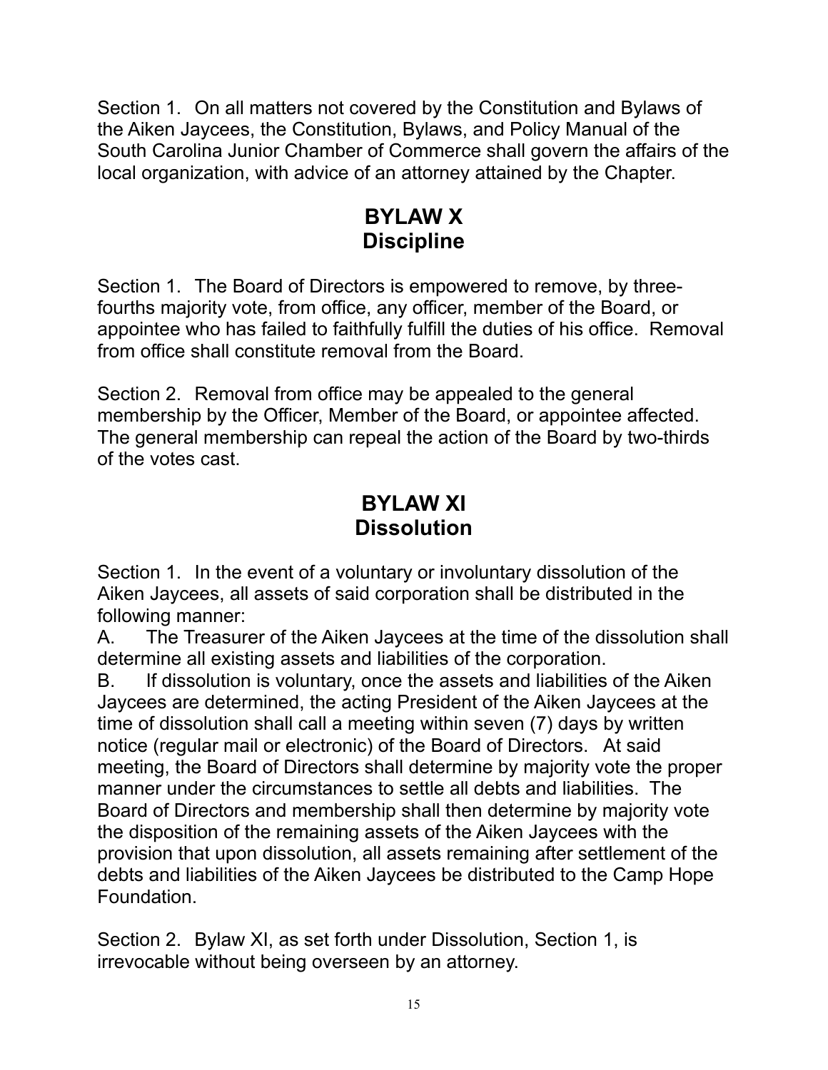Section 1. On all matters not covered by the Constitution and Bylaws of the Aiken Jaycees, the Constitution, Bylaws, and Policy Manual of the South Carolina Junior Chamber of Commerce shall govern the affairs of the local organization, with advice of an attorney attained by the Chapter.

## BYLAW X
## Discipline

Section 1. The Board of Directors is empowered to remove, by three-fourths majority vote, from office, any officer, member of the Board, or appointee who has failed to faithfully fulfill the duties of his office. Removal from office shall constitute removal from the Board.

Section 2. Removal from office may be appealed to the general membership by the Officer, Member of the Board, or appointee affected. The general membership can repeal the action of the Board by two-thirds of the votes cast.

## BYLAW XI
## Dissolution

Section 1. In the event of a voluntary or involuntary dissolution of the Aiken Jaycees, all assets of said corporation shall be distributed in the following manner:

A. The Treasurer of the Aiken Jaycees at the time of the dissolution shall determine all existing assets and liabilities of the corporation.

B. If dissolution is voluntary, once the assets and liabilities of the Aiken Jaycees are determined, the acting President of the Aiken Jaycees at the time of dissolution shall call a meeting within seven (7) days by written notice (regular mail or electronic) of the Board of Directors. At said meeting, the Board of Directors shall determine by majority vote the proper manner under the circumstances to settle all debts and liabilities. The Board of Directors and membership shall then determine by majority vote the disposition of the remaining assets of the Aiken Jaycees with the provision that upon dissolution, all assets remaining after settlement of the debts and liabilities of the Aiken Jaycees be distributed to the Camp Hope Foundation.

Section 2. Bylaw XI, as set forth under Dissolution, Section 1, is irrevocable without being overseen by an attorney.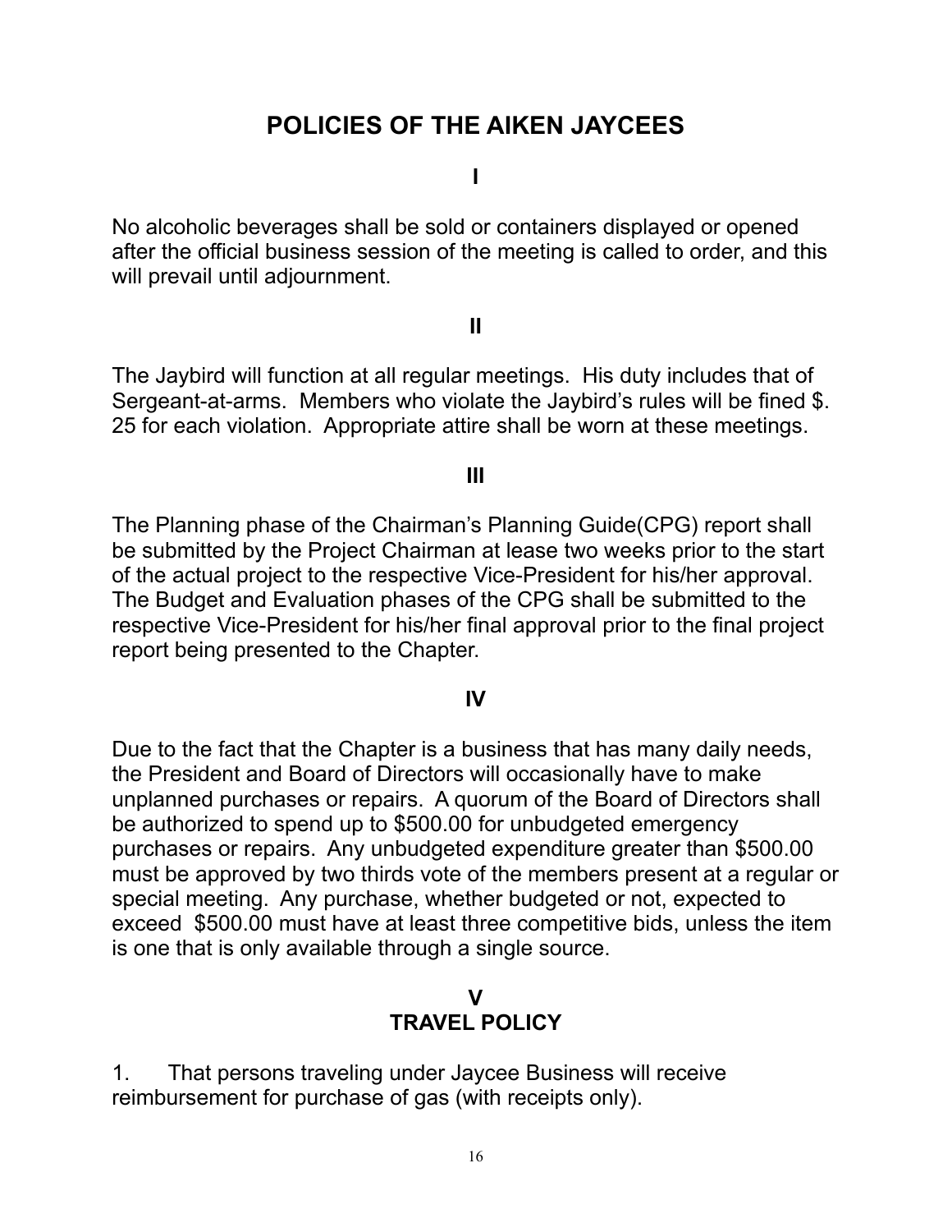# POLICIES OF THE AIKEN JAYCEES

## I

No alcoholic beverages shall be sold or containers displayed or opened after the official business session of the meeting is called to order, and this will prevail until adjournment.

## II

The Jaybird will function at all regular meetings. His duty includes that of Sergeant-at-arms. Members who violate the Jaybird's rules will be fined $.25 for each violation. Appropriate attire shall be worn at these meetings.

## III

The Planning phase of the Chairman's Planning Guide(CPG) report shall be submitted by the Project Chairman at lease two weeks prior to the start of the actual project to the respective Vice-President for his/her approval. The Budget and Evaluation phases of the CPG shall be submitted to the respective Vice-President for his/her final approval prior to the final project report being presented to the Chapter.

## IV

Due to the fact that the Chapter is a business that has many daily needs, the President and Board of Directors will occasionally have to make unplanned purchases or repairs. A quorum of the Board of Directors shall be authorized to spend up to $500.00 for unbudgeted emergency purchases or repairs. Any unbudgeted expenditure greater than $500.00 must be approved by two thirds vote of the members present at a regular or special meeting. Any purchase, whether budgeted or not, expected to exceed $500.00 must have at least three competitive bids, unless the item is one that is only available through a single source.

## V
## TRAVEL POLICY

1. That persons traveling under Jaycee Business will receive reimbursement for purchase of gas (with receipts only).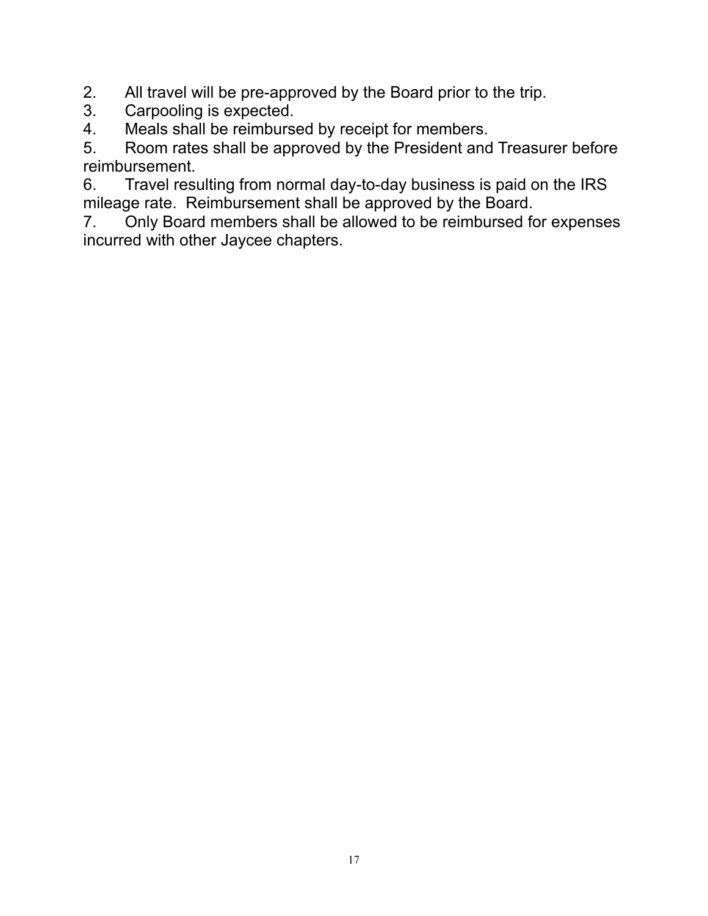2. All travel will be pre-approved by the Board prior to the trip.
3. Carpooling is expected.
4. Meals shall be reimbursed by receipt for members.
5. Room rates shall be approved by the President and Treasurer before reimbursement.
6. Travel resulting from normal day-to-day business is paid on the IRS mileage rate. Reimbursement shall be approved by the Board.
7. Only Board members shall be allowed to be reimbursed for expenses incurred with other Jaycee chapters.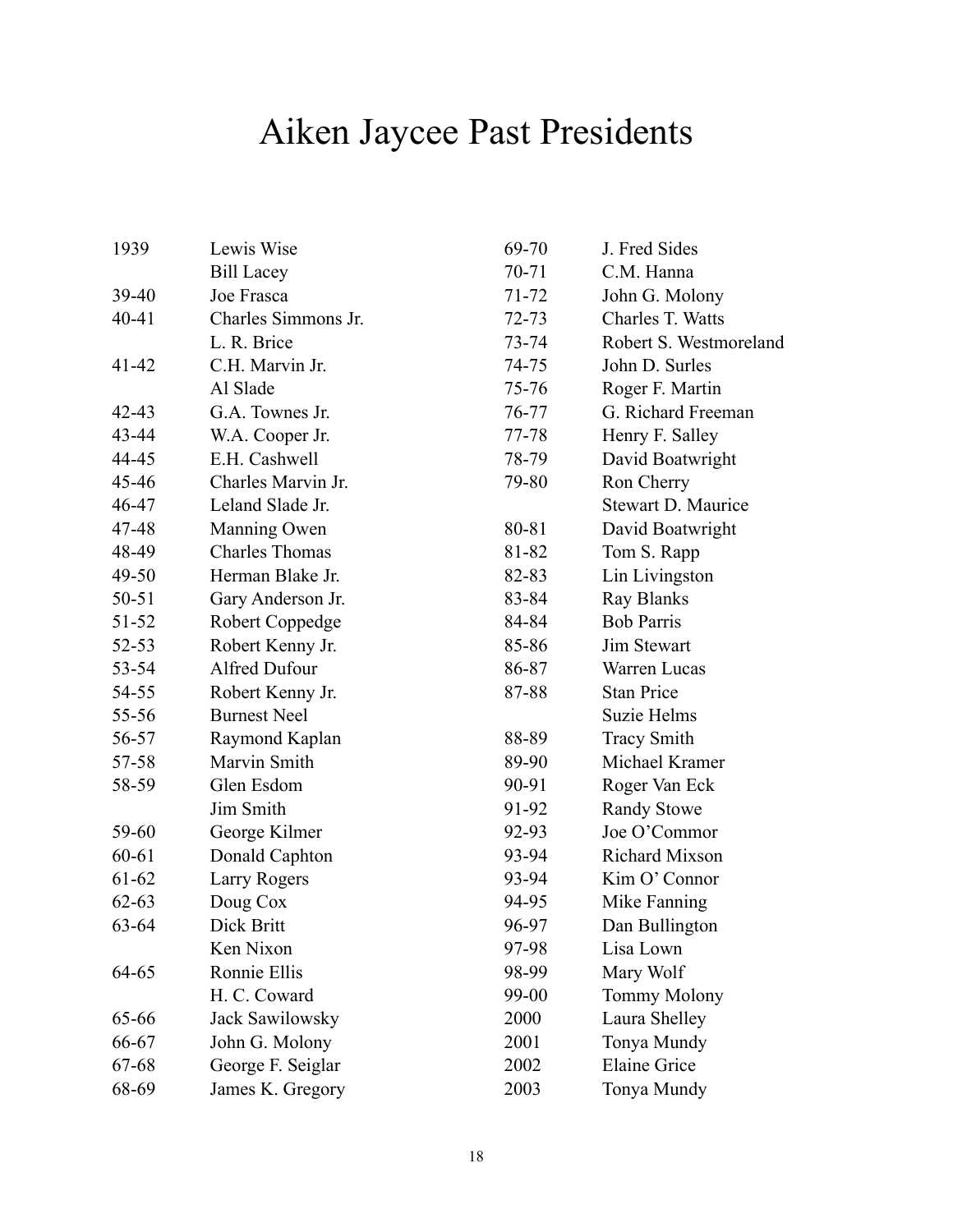# Aiken Jaycee Past Presidents

| Year | President |
|---|---|
| 1939 | Lewis Wise |
| | Bill Lacey |
| 39-40 | Joe Frasca |
| 40-41 | Charles Simmons Jr. |
| | L. R. Brice |
| 41-42 | C.H. Marvin Jr. |
| | Al Slade |
| 42-43 | G.A. Townes Jr. |
| 43-44 | W.A. Cooper Jr. |
| 44-45 | E.H. Cashwell |
| 45-46 | Charles Marvin Jr. |
| 46-47 | Leland Slade Jr. |
| 47-48 | Manning Owen |
| 48-49 | Charles Thomas |
| 49-50 | Herman Blake Jr. |
| 50-51 | Gary Anderson Jr. |
| 51-52 | Robert Coppedge |
| 52-53 | Robert Kenny Jr. |
| 53-54 | Alfred Dufour |
| 54-55 | Robert Kenny Jr. |
| 55-56 | Burnest Neel |
| 56-57 | Raymond Kaplan |
| 57-58 | Marvin Smith |
| 58-59 | Glen Esdom |
| | Jim Smith |
| 59-60 | George Kilmer |
| 60-61 | Donald Caphton |
| 61-62 | Larry Rogers |
| 62-63 | Doug Cox |
| 63-64 | Dick Britt |
| | Ken Nixon |
| 64-65 | Ronnie Ellis |
| | H. C. Coward |
| 65-66 | Jack Sawilowsky |
| 66-67 | John G. Molony |
| 67-68 | George F. Seiglar |
| 68-69 | James K. Gregory |
| 69-70 | J. Fred Sides |
| 70-71 | C.M. Hanna |
| 71-72 | John G. Molony |
| 72-73 | Charles T. Watts |
| 73-74 | Robert S. Westmoreland |
| 74-75 | John D. Surles |
| 75-76 | Roger F. Martin |
| 76-77 | G. Richard Freeman |
| 77-78 | Henry F. Salley |
| 78-79 | David Boatwright |
| 79-80 | Ron Cherry |
| | Stewart D. Maurice |
| 80-81 | David Boatwright |
| 81-82 | Tom S. Rapp |
| 82-83 | Lin Livingston |
| 83-84 | Ray Blanks |
| 84-84 | Bob Parris |
| 85-86 | Jim Stewart |
| 86-87 | Warren Lucas |
| 87-88 | Stan Price |
| | Suzie Helms |
| 88-89 | Tracy Smith |
| 89-90 | Michael Kramer |
| 90-91 | Roger Van Eck |
| 91-92 | Randy Stowe |
| 92-93 | Joe O'Commor |
| 93-94 | Richard Mixson |
| 93-94 | Kim O' Connor |
| 94-95 | Mike Fanning |
| 96-97 | Dan Bullington |
| 97-98 | Lisa Lown |
| 98-99 | Mary Wolf |
| 99-00 | Tommy Molony |
| 2000 | Laura Shelley |
| 2001 | Tonya Mundy |
| 2002 | Elaine Grice |
| 2003 | Tonya Mundy |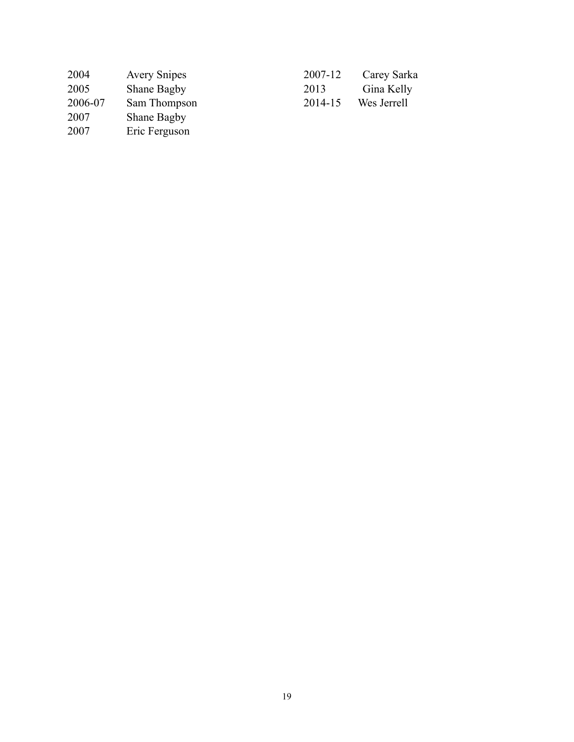| | |
|---|---|
| 2004 | Avery Snipes |
| 2005 | Shane Bagby |
| 2006-07 | Sam Thompson |
| 2007 | Shane Bagby |
| 2007 | Eric Ferguson |
| 2007-12 | Carey Sarka |
| 2013 | Gina Kelly |
| 2014-15 | Wes Jerrell |